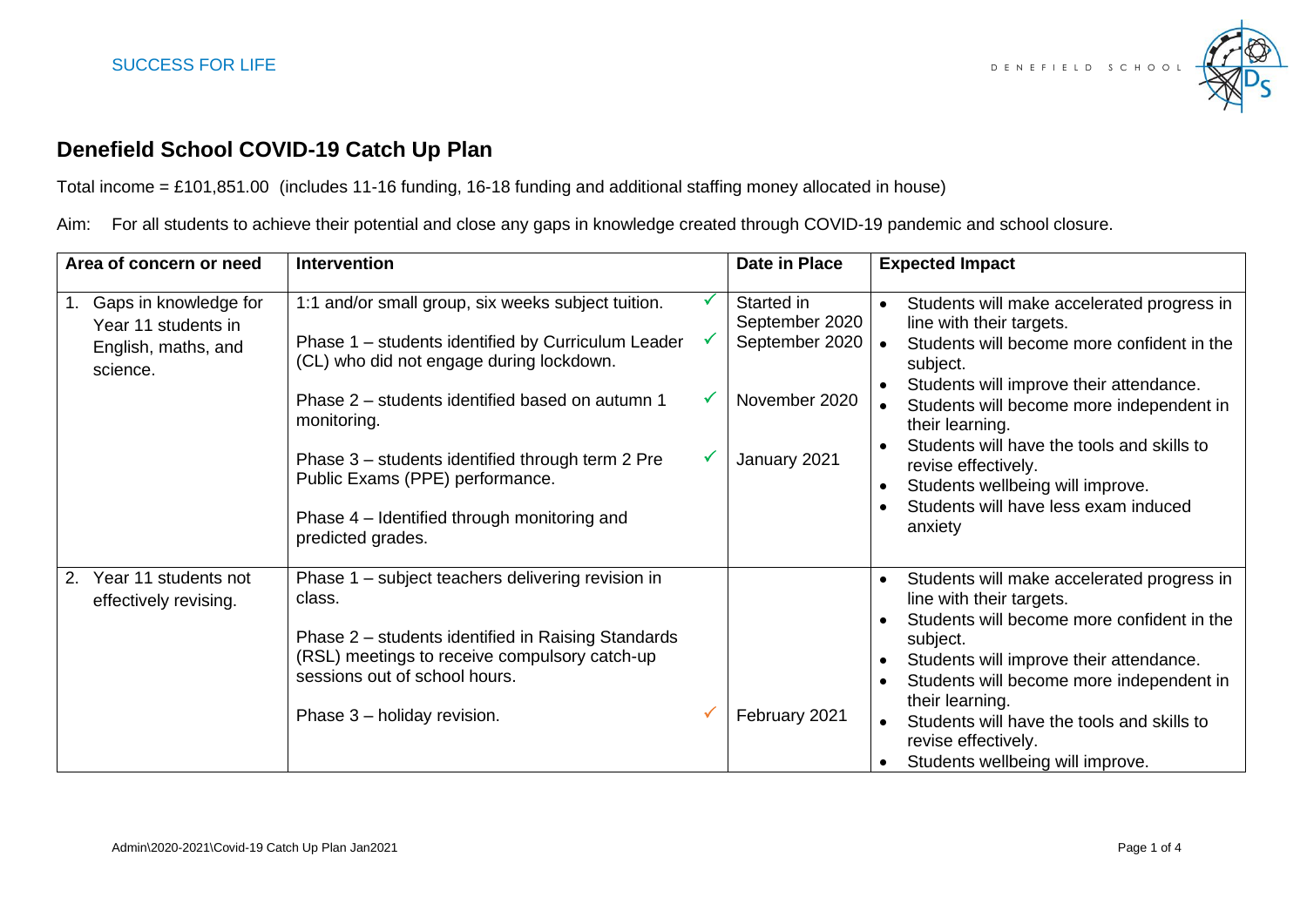# Denefield School COVID-19 Catch Up Plan

Total income = £101,851.00 (includes 11-16 funding, 16-18 funding and additional staffing money allocated in house)

Aim: For all students to achieve their potential and close any gaps in knowledge created through COVID-19 pandemic and school closure.

| Area of concern or need | Intervention | Date in Place | Expected Impact |
|---|---|---|---|
| 1. Gaps in knowledge for Year 11 students in English, maths, and science. | 1:1 and/or small group, six weeks subject tuition. ✓<br><br>Phase 1 – students identified by Curriculum Leader (CL) who did not engage during lockdown. ✓<br><br>Phase 2 – students identified based on autumn 1 monitoring. ✓<br><br>Phase 3 – students identified through term 2 Pre Public Exams (PPE) performance. ✓<br><br>Phase 4 – Identified through monitoring and predicted grades. | Started in September 2020<br>September 2020<br><br>November 2020<br><br>January 2021 | • Students will make accelerated progress in line with their targets.<br>• Students will become more confident in the subject.<br>• Students will improve their attendance.<br>• Students will become more independent in their learning.<br>• Students will have the tools and skills to revise effectively.<br>• Students wellbeing will improve.<br>• Students will have less exam induced anxiety |
| 2. Year 11 students not effectively revising. | Phase 1 – subject teachers delivering revision in class.<br><br>Phase 2 – students identified in Raising Standards (RSL) meetings to receive compulsory catch-up sessions out of school hours.<br><br>Phase 3 – holiday revision. ✓ | <br><br><br><br>February 2021 | • Students will make accelerated progress in line with their targets.<br>• Students will become more confident in the subject.<br>• Students will improve their attendance.<br>• Students will become more independent in their learning.<br>• Students will have the tools and skills to revise effectively.<br>• Students wellbeing will improve. |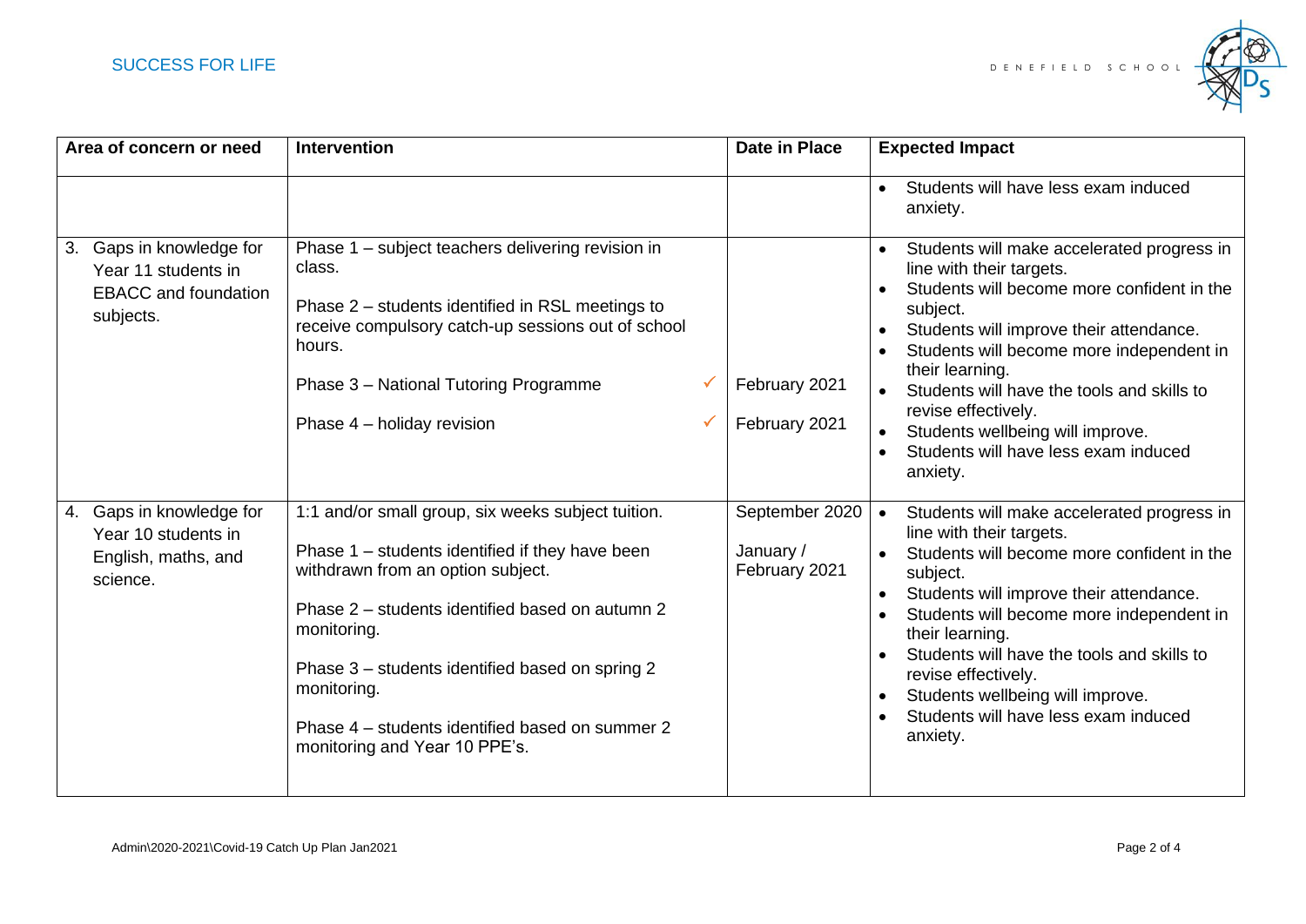| Area of concern or need | Intervention | Date in Place | Expected Impact |
|---|---|---|---|
| | | | • Students will have less exam induced anxiety. |
| 3. Gaps in knowledge for Year 11 students in EBACC and foundation subjects. | Phase 1 – subject teachers delivering revision in class.<br><br>Phase 2 – students identified in RSL meetings to receive compulsory catch-up sessions out of school hours.<br><br>Phase 3 – National Tutoring Programme ✓<br><br>Phase 4 – holiday revision ✓ | <br><br><br><br><br>February 2021<br><br>February 2021 | • Students will make accelerated progress in line with their targets.<br>• Students will become more confident in the subject.<br>• Students will improve their attendance.<br>• Students will become more independent in their learning.<br>• Students will have the tools and skills to revise effectively.<br>• Students wellbeing will improve.<br>• Students will have less exam induced anxiety. |
| 4. Gaps in knowledge for Year 10 students in English, maths, and science. | 1:1 and/or small group, six weeks subject tuition.<br><br>Phase 1 – students identified if they have been withdrawn from an option subject.<br><br>Phase 2 – students identified based on autumn 2 monitoring.<br><br>Phase 3 – students identified based on spring 2 monitoring.<br><br>Phase 4 – students identified based on summer 2 monitoring and Year 10 PPE's. | September 2020<br><br>January / February 2021 | • Students will make accelerated progress in line with their targets.<br>• Students will become more confident in the subject.<br>• Students will improve their attendance.<br>• Students will become more independent in their learning.<br>• Students will have the tools and skills to revise effectively.<br>• Students wellbeing will improve.<br>• Students will have less exam induced anxiety. |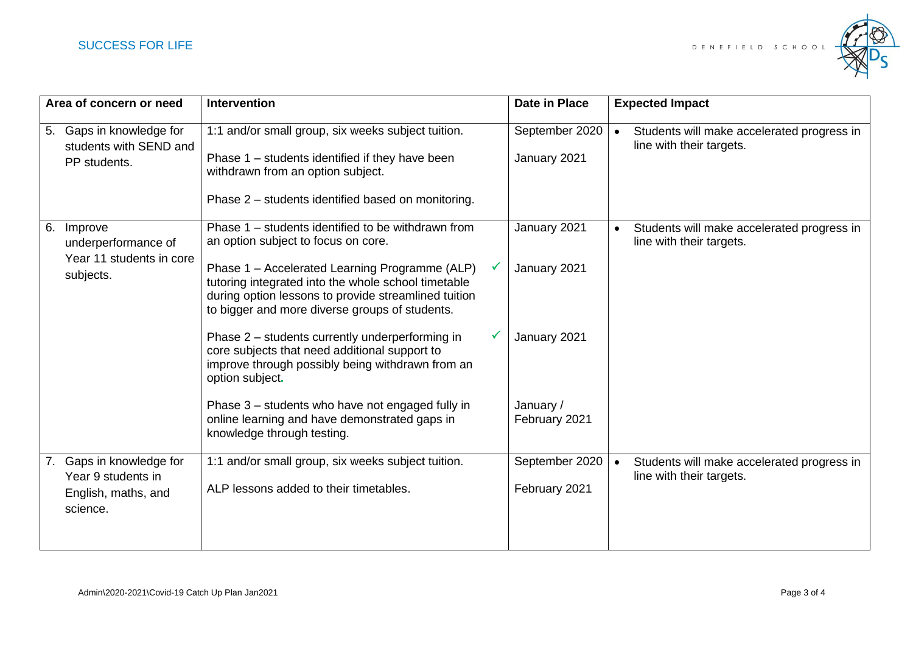| Area of concern or need | Intervention | Date in Place | Expected Impact |
|---|---|---|---|
| 5. Gaps in knowledge for students with SEND and PP students. | 1:1 and/or small group, six weeks subject tuition.<br><br>Phase 1 – students identified if they have been withdrawn from an option subject.<br><br>Phase 2 – students identified based on monitoring. | September 2020<br><br>January 2021 | • Students will make accelerated progress in line with their targets. |
| 6. Improve underperformance of Year 11 students in core subjects. | Phase 1 – students identified to be withdrawn from an option subject to focus on core.<br><br>Phase 1 – Accelerated Learning Programme (ALP) tutoring integrated into the whole school timetable during option lessons to provide streamlined tuition to bigger and more diverse groups of students. ✓<br><br>Phase 2 – students currently underperforming in core subjects that need additional support to improve through possibly being withdrawn from an option subject. ✓<br><br>Phase 3 – students who have not engaged fully in online learning and have demonstrated gaps in knowledge through testing. | January 2021<br><br>January 2021<br><br>January 2021<br><br>January / February 2021 | • Students will make accelerated progress in line with their targets. |
| 7. Gaps in knowledge for Year 9 students in English, maths, and science. | 1:1 and/or small group, six weeks subject tuition.<br><br>ALP lessons added to their timetables. | September 2020<br><br>February 2021 | • Students will make accelerated progress in line with their targets. |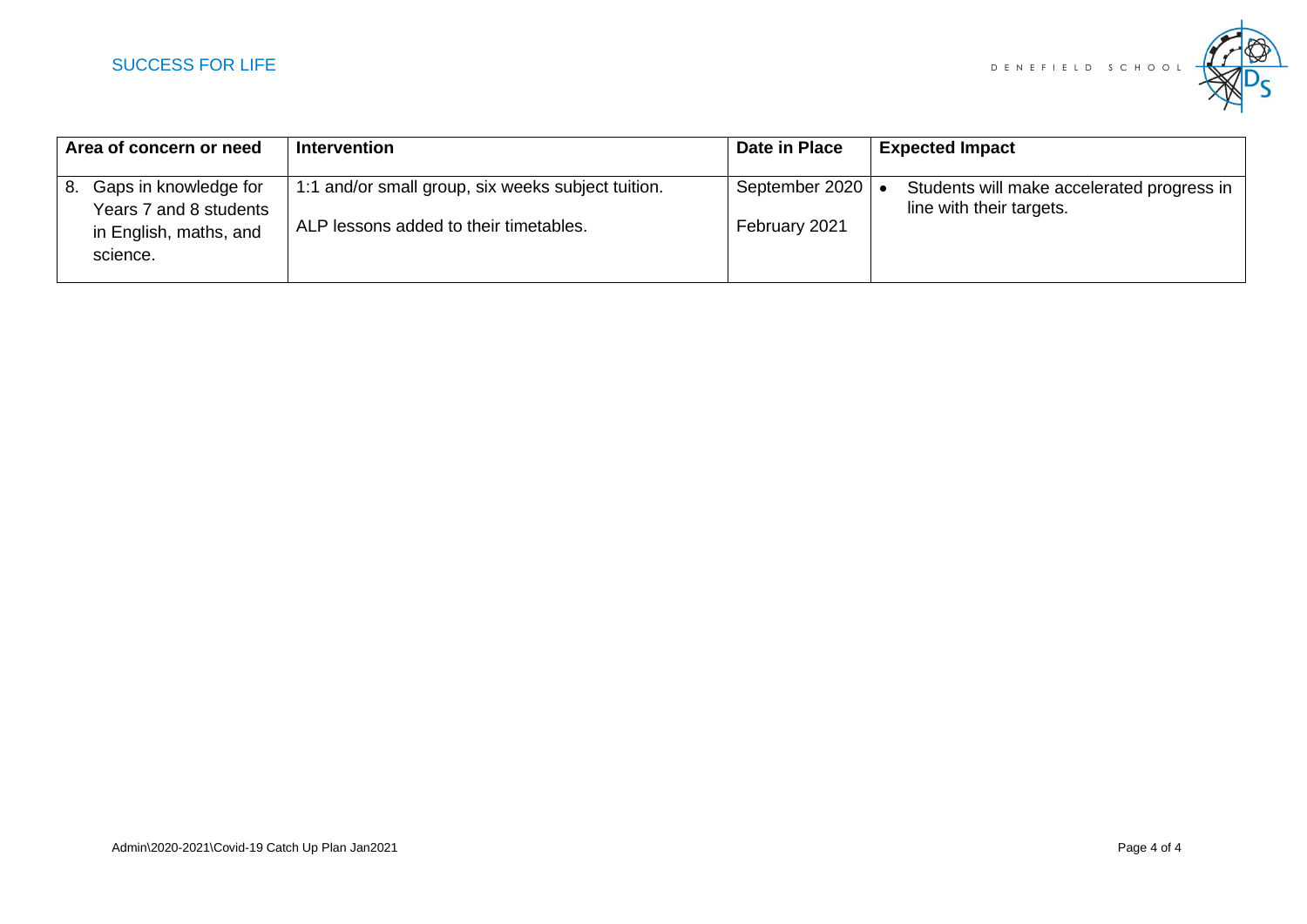| Area of concern or need | Intervention | Date in Place | Expected Impact |
|---|---|---|---|
| 8. Gaps in knowledge for Years 7 and 8 students in English, maths, and science. | 1:1 and/or small group, six weeks subject tuition.<br><br>ALP lessons added to their timetables. | September 2020<br><br>February 2021 | • Students will make accelerated progress in line with their targets. |